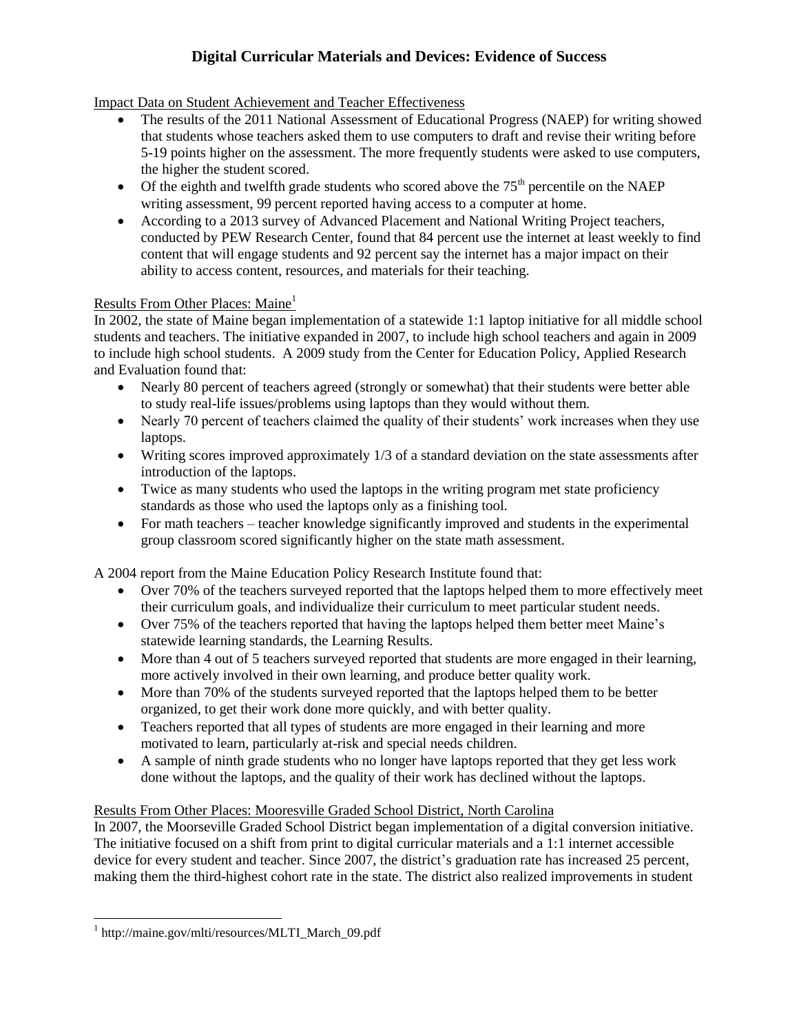# Digital Curricular Materials and Devices: Evidence of Success

Impact Data on Student Achievement and Teacher Effectiveness

- The results of the 2011 National Assessment of Educational Progress (NAEP) for writing showed that students whose teachers asked them to use computers to draft and revise their writing before 5-19 points higher on the assessment. The more frequently students were asked to use computers, the higher the student scored.
- Of the eighth and twelfth grade students who scored above the 75th percentile on the NAEP writing assessment, 99 percent reported having access to a computer at home.
- According to a 2013 survey of Advanced Placement and National Writing Project teachers, conducted by PEW Research Center, found that 84 percent use the internet at least weekly to find content that will engage students and 92 percent say the internet has a major impact on their ability to access content, resources, and materials for their teaching.

Results From Other Places: Maine[1]

In 2002, the state of Maine began implementation of a statewide 1:1 laptop initiative for all middle school students and teachers. The initiative expanded in 2007, to include high school teachers and again in 2009 to include high school students. A 2009 study from the Center for Education Policy, Applied Research and Evaluation found that:

- Nearly 80 percent of teachers agreed (strongly or somewhat) that their students were better able to study real-life issues/problems using laptops than they would without them.
- Nearly 70 percent of teachers claimed the quality of their students' work increases when they use laptops.
- Writing scores improved approximately 1/3 of a standard deviation on the state assessments after introduction of the laptops.
- Twice as many students who used the laptops in the writing program met state proficiency standards as those who used the laptops only as a finishing tool.
- For math teachers – teacher knowledge significantly improved and students in the experimental group classroom scored significantly higher on the state math assessment.

A 2004 report from the Maine Education Policy Research Institute found that:

- Over 70% of the teachers surveyed reported that the laptops helped them to more effectively meet their curriculum goals, and individualize their curriculum to meet particular student needs.
- Over 75% of the teachers reported that having the laptops helped them better meet Maine's statewide learning standards, the Learning Results.
- More than 4 out of 5 teachers surveyed reported that students are more engaged in their learning, more actively involved in their own learning, and produce better quality work.
- More than 70% of the students surveyed reported that the laptops helped them to be better organized, to get their work done more quickly, and with better quality.
- Teachers reported that all types of students are more engaged in their learning and more motivated to learn, particularly at-risk and special needs children.
- A sample of ninth grade students who no longer have laptops reported that they get less work done without the laptops, and the quality of their work has declined without the laptops.

Results From Other Places: Mooresville Graded School District, North Carolina

In 2007, the Moorseville Graded School District began implementation of a digital conversion initiative. The initiative focused on a shift from print to digital curricular materials and a 1:1 internet accessible device for every student and teacher. Since 2007, the district's graduation rate has increased 25 percent, making them the third-highest cohort rate in the state. The district also realized improvements in student

[1] http://maine.gov/mlti/resources/MLTI_March_09.pdf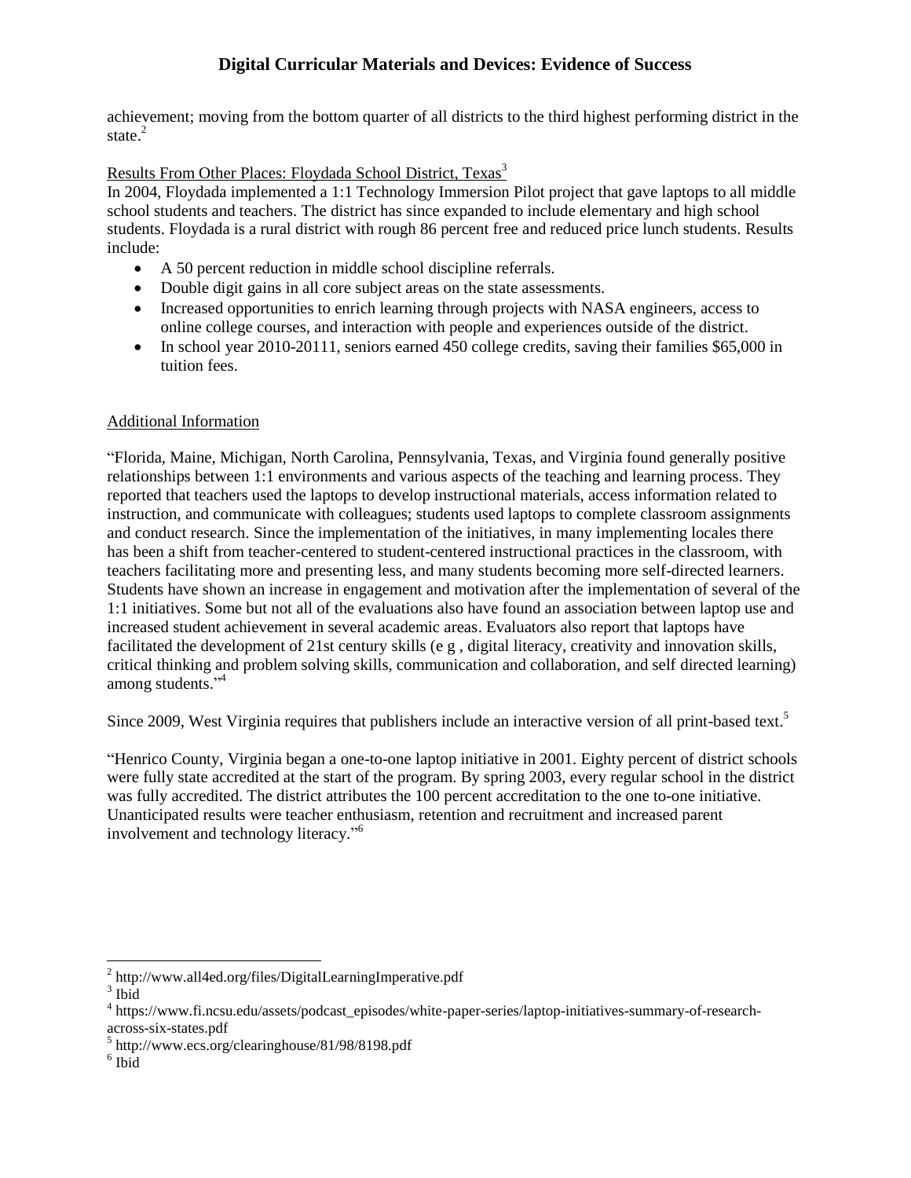achievement; moving from the bottom quarter of all districts to the third highest performing district in the state.[2]

Results From Other Places: Floydada School District, Texas[3]

In 2004, Floydada implemented a 1:1 Technology Immersion Pilot project that gave laptops to all middle school students and teachers. The district has since expanded to include elementary and high school students. Floydada is a rural district with rough 86 percent free and reduced price lunch students. Results include:

- A 50 percent reduction in middle school discipline referrals.
- Double digit gains in all core subject areas on the state assessments.
- Increased opportunities to enrich learning through projects with NASA engineers, access to online college courses, and interaction with people and experiences outside of the district.
- In school year 2010-20111, seniors earned 450 college credits, saving their families $65,000 in tuition fees.

Additional Information

"Florida, Maine, Michigan, North Carolina, Pennsylvania, Texas, and Virginia found generally positive relationships between 1:1 environments and various aspects of the teaching and learning process. They reported that teachers used the laptops to develop instructional materials, access information related to instruction, and communicate with colleagues; students used laptops to complete classroom assignments and conduct research. Since the implementation of the initiatives, in many implementing locales there has been a shift from teacher-centered to student-centered instructional practices in the classroom, with teachers facilitating more and presenting less, and many students becoming more self-directed learners. Students have shown an increase in engagement and motivation after the implementation of several of the 1:1 initiatives. Some but not all of the evaluations also have found an association between laptop use and increased student achievement in several academic areas. Evaluators also report that laptops have facilitated the development of 21st century skills (e g , digital literacy, creativity and innovation skills, critical thinking and problem solving skills, communication and collaboration, and self directed learning) among students."[4]

Since 2009, West Virginia requires that publishers include an interactive version of all print-based text.[5]

"Henrico County, Virginia began a one-to-one laptop initiative in 2001. Eighty percent of district schools were fully state accredited at the start of the program. By spring 2003, every regular school in the district was fully accredited. The district attributes the 100 percent accreditation to the one to-one initiative. Unanticipated results were teacher enthusiasm, retention and recruitment and increased parent involvement and technology literacy."[6]

---

[2] http://www.all4ed.org/files/DigitalLearningImperative.pdf

[3] Ibid

[4] https://www.fi.ncsu.edu/assets/podcast_episodes/white-paper-series/laptop-initiatives-summary-of-research-across-six-states.pdf

[5] http://www.ecs.org/clearinghouse/81/98/8198.pdf

[6] Ibid